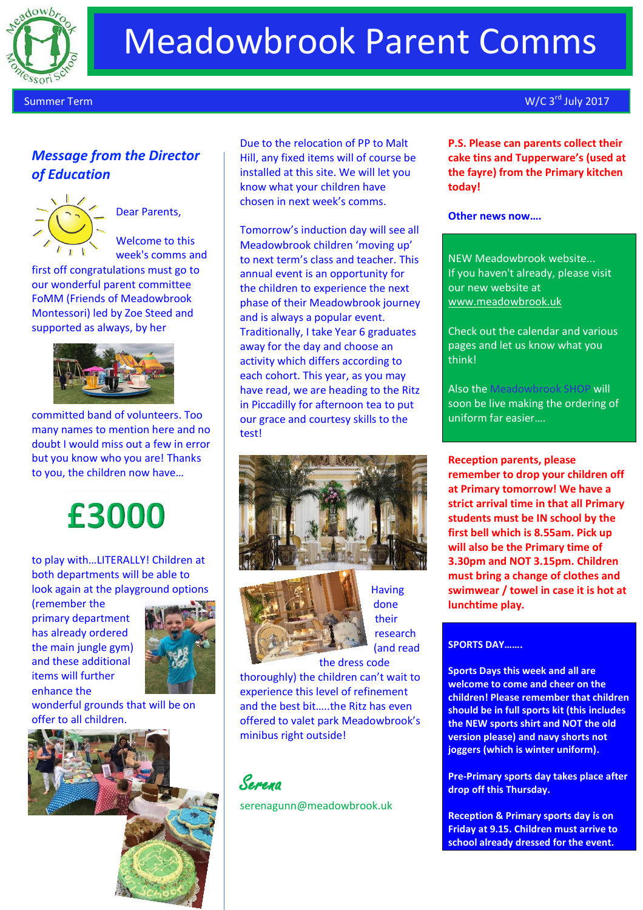# Meadowbrook Parent Comms

Summer Term

W/C 3rd July 2017

## *Message from the Director of Education*

Dear Parents,

Welcome to this week's comms and first off congratulations must go to our wonderful parent committee FoMM (Friends of Meadowbrook Montessori) led by Zoe Steed and supported as always, by her committed band of volunteers. Too many names to mention here and no doubt I would miss out a few in error but you know who you are! Thanks to you, the children now have…

**£3000**

to play with…LITERALLY! Children at both departments will be able to look again at the playground options (remember the primary department has already ordered the main jungle gym) and these additional items will further enhance the wonderful grounds that will be on offer to all children.

Due to the relocation of PP to Malt Hill, any fixed items will of course be installed at this site. We will let you know what your children have chosen in next week's comms.

Tomorrow's induction day will see all Meadowbrook children 'moving up' to next term's class and teacher. This annual event is an opportunity for the children to experience the next phase of their Meadowbrook journey and is always a popular event. Traditionally, I take Year 6 graduates away for the day and choose an activity which differs according to each cohort. This year, as you may have read, we are heading to the Ritz in Piccadilly for afternoon tea to put our grace and courtesy skills to the test!

Having done their research (and read the dress code thoroughly) the children can't wait to experience this level of refinement and the best bit…..the Ritz has even offered to valet park Meadowbrook's minibus right outside!

*Serena*

serenagunn@meadowbrook.uk

**P.S. Please can parents collect their cake tins and Tupperware's (used at the fayre) from the Primary kitchen today!**

**Other news now….**

NEW Meadowbrook website...
If you haven't already, please visit our new website at www.meadowbrook.uk

Check out the calendar and various pages and let us know what you think!

Also the Meadowbrook SHOP will soon be live making the ordering of uniform far easier….

**Reception parents, please remember to drop your children off at Primary tomorrow! We have a strict arrival time in that all Primary students must be IN school by the first bell which is 8.55am. Pick up will also be the Primary time of 3.30pm and NOT 3.15pm. Children must bring a change of clothes and swimwear / towel in case it is hot at lunchtime play.**

**SPORTS DAY…….**

**Sports Days this week and all are welcome to come and cheer on the children! Please remember that children should be in full sports kit (this includes the NEW sports shirt and NOT the old version please) and navy shorts not joggers (which is winter uniform).**

**Pre-Primary sports day takes place after drop off this Thursday.**

**Reception & Primary sports day is on Friday at 9.15. Children must arrive to school already dressed for the event.**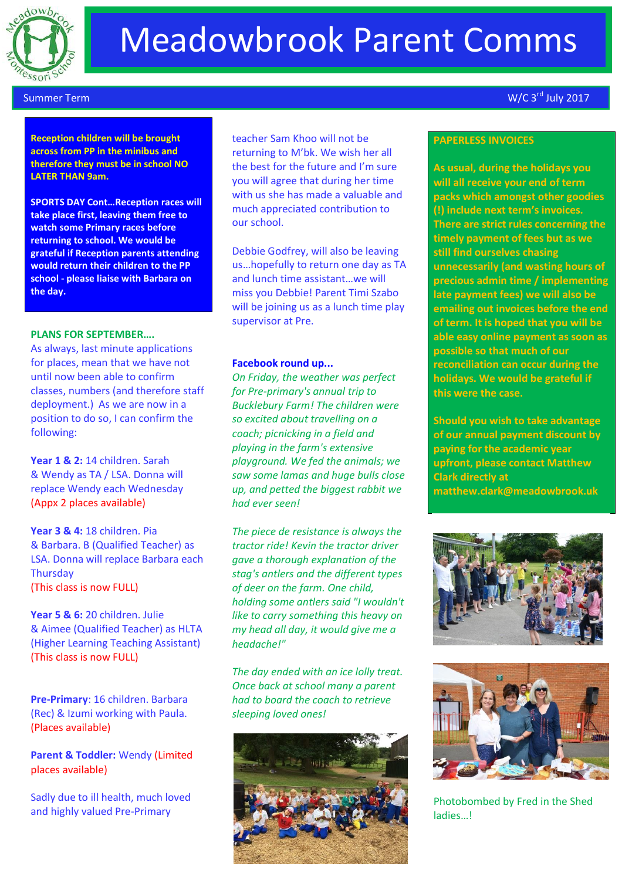# Meadowbrook Parent Comms

Summer Term

W/C 3rd July 2017

**Reception children will be brought across from PP in the minibus and therefore they must be in school NO LATER THAN 9am.**

**SPORTS DAY Cont…Reception races will take place first, leaving them free to watch some Primary races before returning to school. We would be grateful if Reception parents attending would return their children to the PP school - please liaise with Barbara on the day.**

**PLANS FOR SEPTEMBER….**

As always, last minute applications for places, mean that we have not until now been able to confirm classes, numbers (and therefore staff deployment.) As we are now in a position to do so, I can confirm the following:

**Year 1 & 2:** 14 children. Sarah & Wendy as TA / LSA. Donna will replace Wendy each Wednesday (Appx 2 places available)

**Year 3 & 4:** 18 children. Pia & Barbara. B (Qualified Teacher) as LSA. Donna will replace Barbara each Thursday (This class is now FULL)

**Year 5 & 6:** 20 children. Julie & Aimee (Qualified Teacher) as HLTA (Higher Learning Teaching Assistant) (This class is now FULL)

**Pre-Primary**: 16 children. Barbara (Rec) & Izumi working with Paula. (Places available)

**Parent & Toddler:** Wendy (Limited places available)

Sadly due to ill health, much loved and highly valued Pre-Primary teacher Sam Khoo will not be returning to M'bk. We wish her all the best for the future and I'm sure you will agree that during her time with us she has made a valuable and much appreciated contribution to our school.

Debbie Godfrey, will also be leaving us…hopefully to return one day as TA and lunch time assistant…we will miss you Debbie! Parent Timi Szabo will be joining us as a lunch time play supervisor at Pre.

**Facebook round up...**

*On Friday, the weather was perfect for Pre-primary's annual trip to Bucklebury Farm! The children were so excited about travelling on a coach; picnicking in a field and playing in the farm's extensive playground. We fed the animals; we saw some lamas and huge bulls close up, and petted the biggest rabbit we had ever seen!*

*The piece de resistance is always the tractor ride! Kevin the tractor driver gave a thorough explanation of the stag's antlers and the different types of deer on the farm. One child, holding some antlers said "I wouldn't like to carry something this heavy on my head all day, it would give me a headache!"*

*The day ended with an ice lolly treat. Once back at school many a parent had to board the coach to retrieve sleeping loved ones!*

**PAPERLESS INVOICES**

**As usual, during the holidays you will all receive your end of term packs which amongst other goodies (!) include next term's invoices. There are strict rules concerning the timely payment of fees but as we still find ourselves chasing unnecessarily (and wasting hours of precious admin time / implementing late payment fees) we will also be emailing out invoices before the end of term. It is hoped that you will be able easy online payment as soon as possible so that much of our reconciliation can occur during the holidays. We would be grateful if this were the case.**

**Should you wish to take advantage of our annual payment discount by paying for the academic year upfront, please contact Matthew Clark directly at matthew.clark@meadowbrook.uk**

Photobombed by Fred in the Shed ladies…!